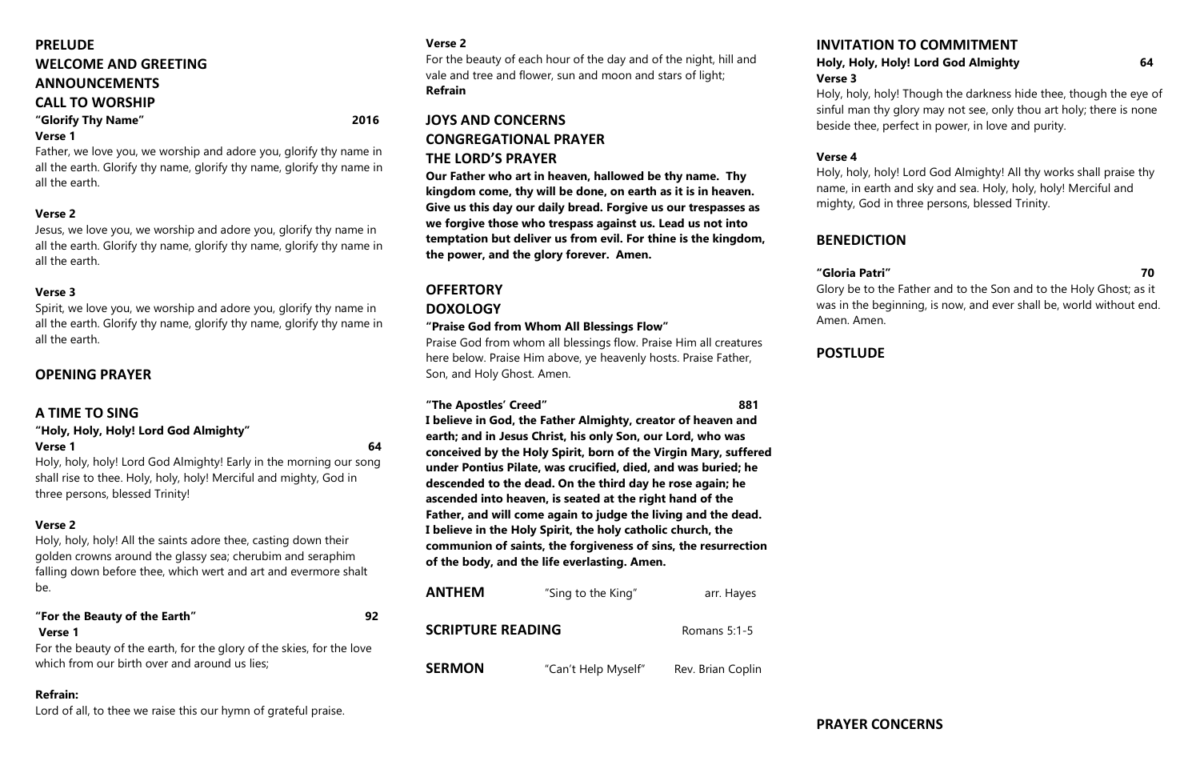## PRELUDE

## WELCOME AND GREETING

## ANNOUNCEMENTS

## CALL TO WORSHIP

**"Glorify Thy Name"** **2016**

**Verse 1**

Father, we love you, we worship and adore you, glorify thy name in all the earth. Glorify thy name, glorify thy name, glorify thy name in all the earth.

**Verse 2**

Jesus, we love you, we worship and adore you, glorify thy name in all the earth. Glorify thy name, glorify thy name, glorify thy name in all the earth.

**Verse 3**

Spirit, we love you, we worship and adore you, glorify thy name in all the earth. Glorify thy name, glorify thy name, glorify thy name in all the earth.

## OPENING PRAYER

## A TIME TO SING

**"Holy, Holy, Holy! Lord God Almighty"**

**Verse 1** **64**

Holy, holy, holy! Lord God Almighty! Early in the morning our song shall rise to thee. Holy, holy, holy! Merciful and mighty, God in three persons, blessed Trinity!

**Verse 2**

Holy, holy, holy! All the saints adore thee, casting down their golden crowns around the glassy sea; cherubim and seraphim falling down before thee, which wert and art and evermore shalt be.

**"For the Beauty of the Earth"** **92**

**Verse 1**

For the beauty of the earth, for the glory of the skies, for the love which from our birth over and around us lies;

**Refrain:**

Lord of all, to thee we raise this our hymn of grateful praise.

**Verse 2**

For the beauty of each hour of the day and of the night, hill and vale and tree and flower, sun and moon and stars of light;

**Refrain**

## JOYS AND CONCERNS

## CONGREGATIONAL PRAYER

## THE LORD'S PRAYER

**Our Father who art in heaven, hallowed be thy name. Thy kingdom come, thy will be done, on earth as it is in heaven. Give us this day our daily bread. Forgive us our trespasses as we forgive those who trespass against us. Lead us not into temptation but deliver us from evil. For thine is the kingdom, the power, and the glory forever. Amen.**

## OFFERTORY

## DOXOLOGY

**"Praise God from Whom All Blessings Flow"**

Praise God from whom all blessings flow. Praise Him all creatures here below. Praise Him above, ye heavenly hosts. Praise Father, Son, and Holy Ghost. Amen.

**"The Apostles' Creed"** **881**

**I believe in God, the Father Almighty, creator of heaven and earth; and in Jesus Christ, his only Son, our Lord, who was conceived by the Holy Spirit, born of the Virgin Mary, suffered under Pontius Pilate, was crucified, died, and was buried; he descended to the dead. On the third day he rose again; he ascended into heaven, is seated at the right hand of the Father, and will come again to judge the living and the dead. I believe in the Holy Spirit, the holy catholic church, the communion of saints, the forgiveness of sins, the resurrection of the body, and the life everlasting. Amen.**

**ANTHEM** "Sing to the King" arr. Hayes

**SCRIPTURE READING** Romans 5:1-5

**SERMON** "Can't Help Myself" Rev. Brian Coplin

## INVITATION TO COMMITMENT

**Holy, Holy, Holy! Lord God Almighty** **64**

**Verse 3**

Holy, holy, holy! Though the darkness hide thee, though the eye of sinful man thy glory may not see, only thou art holy; there is none beside thee, perfect in power, in love and purity.

**Verse 4**

Holy, holy, holy! Lord God Almighty! All thy works shall praise thy name, in earth and sky and sea. Holy, holy, holy! Merciful and mighty, God in three persons, blessed Trinity.

## BENEDICTION

**"Gloria Patri"** **70**

Glory be to the Father and to the Son and to the Holy Ghost; as it was in the beginning, is now, and ever shall be, world without end. Amen. Amen.

## POSTLUDE

**PRAYER CONCERNS**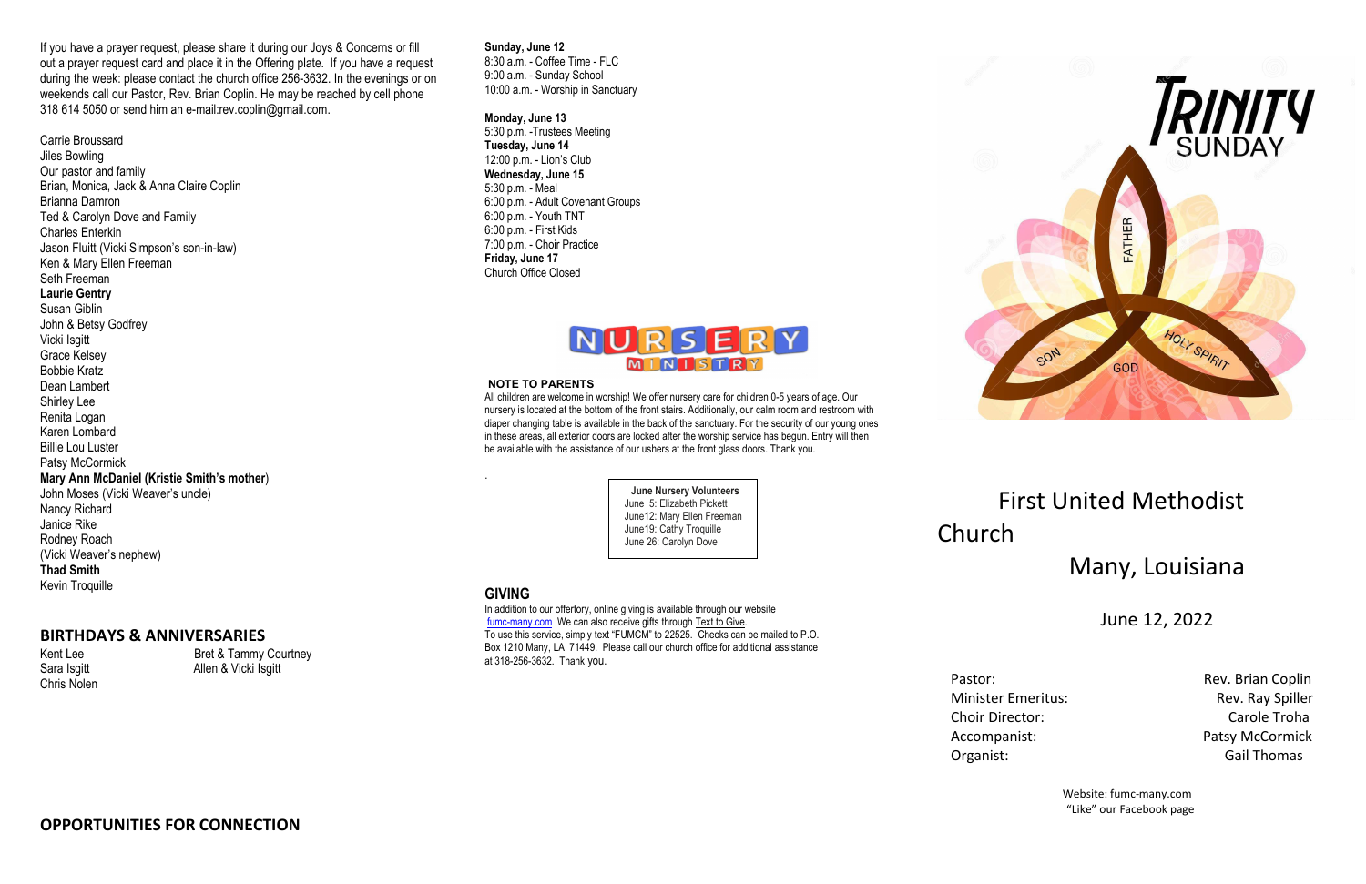If you have a prayer request, please share it during our Joys & Concerns or fill out a prayer request card and place it in the Offering plate. If you have a request during the week: please contact the church office 256-3632. In the evenings or on weekends call our Pastor, Rev. Brian Coplin. He may be reached by cell phone 318 614 5050 or send him an e-mail:rev.coplin@gmail.com.

Carrie Broussard
Jiles Bowling
Our pastor and family
Brian, Monica, Jack & Anna Claire Coplin
Brianna Damron
Ted & Carolyn Dove and Family
Charles Enterkin
Jason Fluitt (Vicki Simpson's son-in-law)
Ken & Mary Ellen Freeman
Seth Freeman
**Laurie Gentry**
Susan Giblin
John & Betsy Godfrey
Vicki Isgitt
Grace Kelsey
Bobbie Kratz
Dean Lambert
Shirley Lee
Renita Logan
Karen Lombard
Billie Lou Luster
Patsy McCormick
**Mary Ann McDaniel (Kristie Smith's mother**)
John Moses (Vicki Weaver's uncle)
Nancy Richard
Janice Rike
Rodney Roach
(Vicki Weaver's nephew)
**Thad Smith**
Kevin Troquille

## BIRTHDAYS & ANNIVERSARIES

| | |
|---|---|
| Kent Lee | Bret & Tammy Courtney |
| Sara Isgitt | Allen & Vicki Isgitt |
| Chris Nolen | |

## OPPORTUNITIES FOR CONNECTION

**Sunday, June 12**
8:30 a.m. - Coffee Time - FLC
9:00 a.m. - Sunday School
10:00 a.m. - Worship in Sanctuary

**Monday, June 13**
5:30 p.m. -Trustees Meeting
**Tuesday, June 14**
12:00 p.m. - Lion's Club
**Wednesday, June 15**
5:30 p.m. - Meal
6:00 p.m. - Adult Covenant Groups
6:00 p.m. - Youth TNT
6:00 p.m. - First Kids
7:00 p.m. - Choir Practice
**Friday, June 17**
Church Office Closed

NURSERY MINISTRY

**NOTE TO PARENTS**

All children are welcome in worship! We offer nursery care for children 0-5 years of age. Our nursery is located at the bottom of the front stairs. Additionally, our calm room and restroom with diaper changing table is available in the back of the sanctuary. For the security of our young ones in these areas, all exterior doors are locked after the worship service has begun. Entry will then be available with the assistance of our ushers at the front glass doors. Thank you.

**June Nursery Volunteers**
June 5: Elizabeth Pickett
June12: Mary Ellen Freeman
June19: Cathy Troquille
June 26: Carolyn Dove

## GIVING

In addition to our offertory, online giving is available through our website fumc-many.com We can also receive gifts through Text to Give.
To use this service, simply text "FUMCM" to 22525. Checks can be mailed to P.O. Box 1210 Many, LA 71449. Please call our church office for additional assistance at 318-256-3632. Thank you.

TRINITY SUNDAY

FATHER
SON
HOLY SPIRIT
GOD

# First United Methodist Church

## Many, Louisiana

June 12, 2022

| | |
|---|---|
| Pastor: | Rev. Brian Coplin |
| Minister Emeritus: | Rev. Ray Spiller |
| Choir Director: | Carole Troha |
| Accompanist: | Patsy McCormick |
| Organist: | Gail Thomas |

Website: fumc-many.com
"Like" our Facebook page